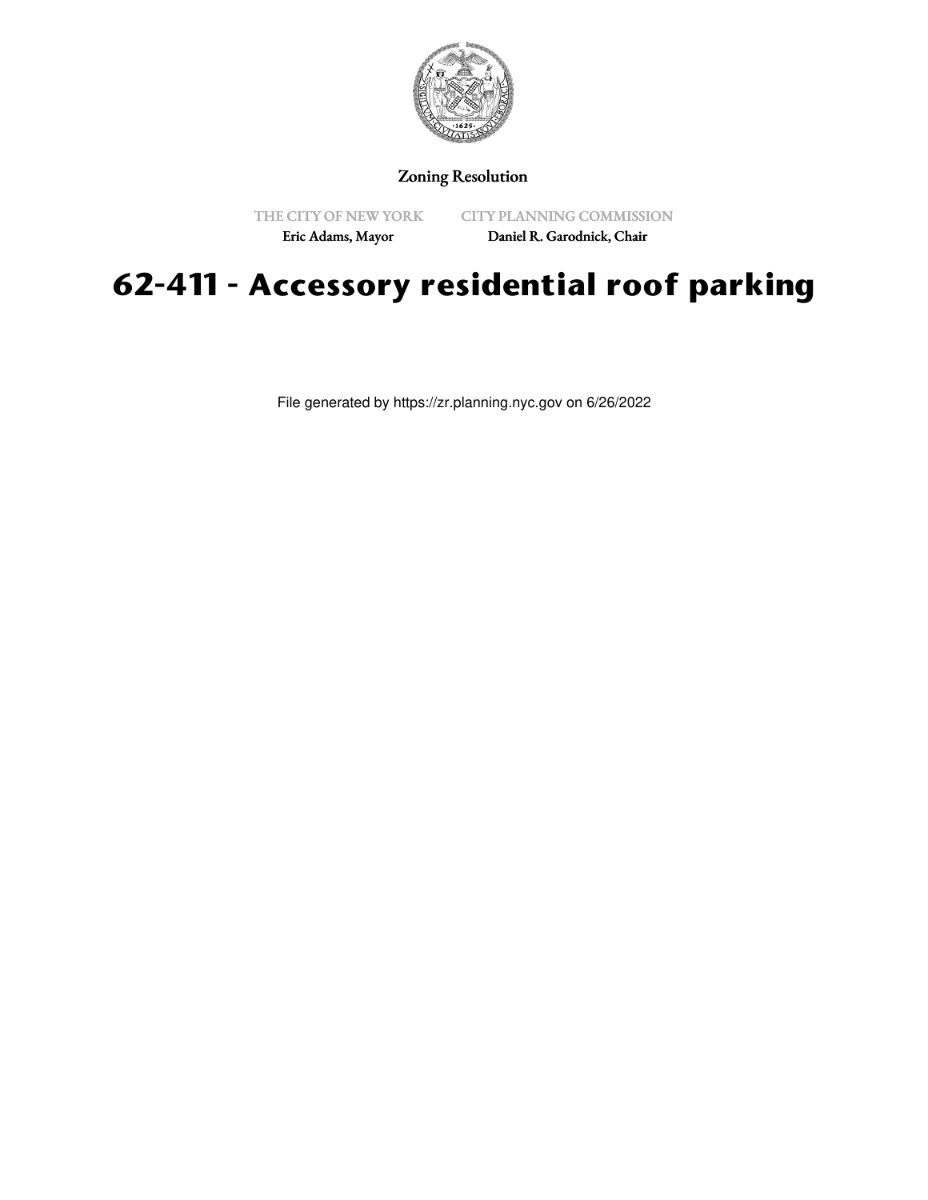Zoning Resolution

THE CITY OF NEW YORK
Eric Adams, Mayor

CITY PLANNING COMMISSION
Daniel R. Garodnick, Chair

# 62-411 - Accessory residential roof parking

File generated by https://zr.planning.nyc.gov on 6/26/2022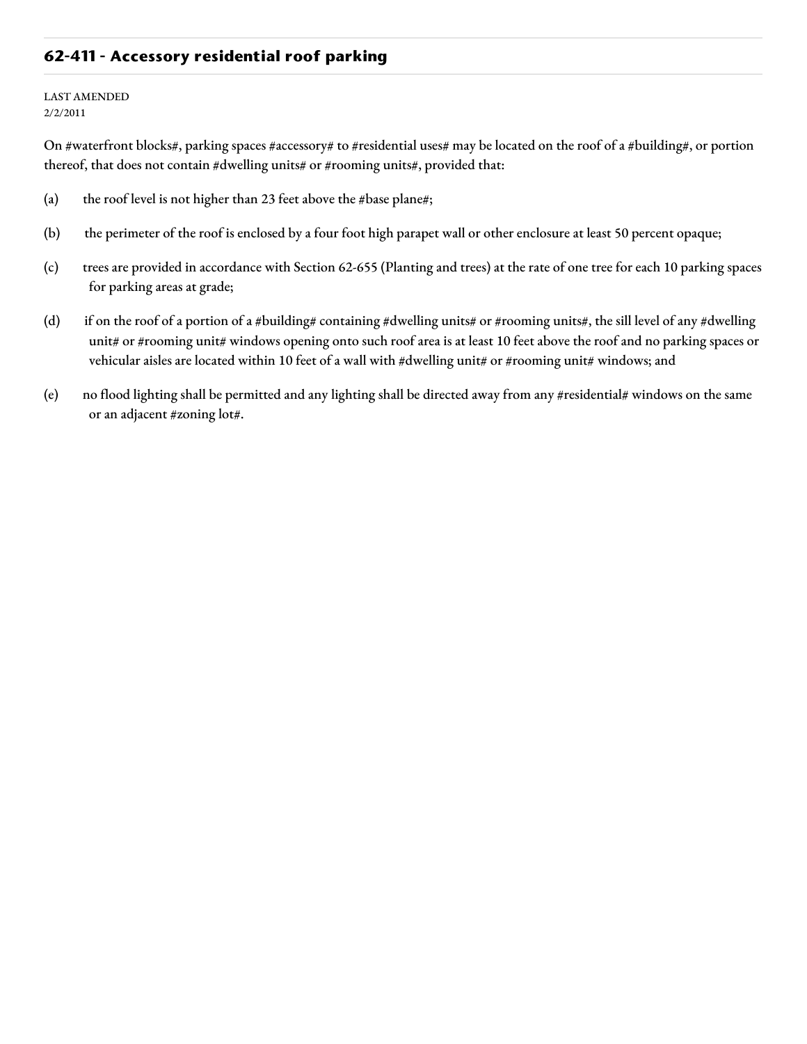## 62-411 - Accessory residential roof parking

LAST AMENDED
2/2/2011

On #waterfront blocks#, parking spaces #accessory# to #residential uses# may be located on the roof of a #building#, or portion thereof, that does not contain #dwelling units# or #rooming units#, provided that:

(a) the roof level is not higher than 23 feet above the #base plane#;

(b) the perimeter of the roof is enclosed by a four foot high parapet wall or other enclosure at least 50 percent opaque;

(c) trees are provided in accordance with Section 62-655 (Planting and trees) at the rate of one tree for each 10 parking spaces for parking areas at grade;

(d) if on the roof of a portion of a #building# containing #dwelling units# or #rooming units#, the sill level of any #dwelling unit# or #rooming unit# windows opening onto such roof area is at least 10 feet above the roof and no parking spaces or vehicular aisles are located within 10 feet of a wall with #dwelling unit# or #rooming unit# windows; and

(e) no flood lighting shall be permitted and any lighting shall be directed away from any #residential# windows on the same or an adjacent #zoning lot#.